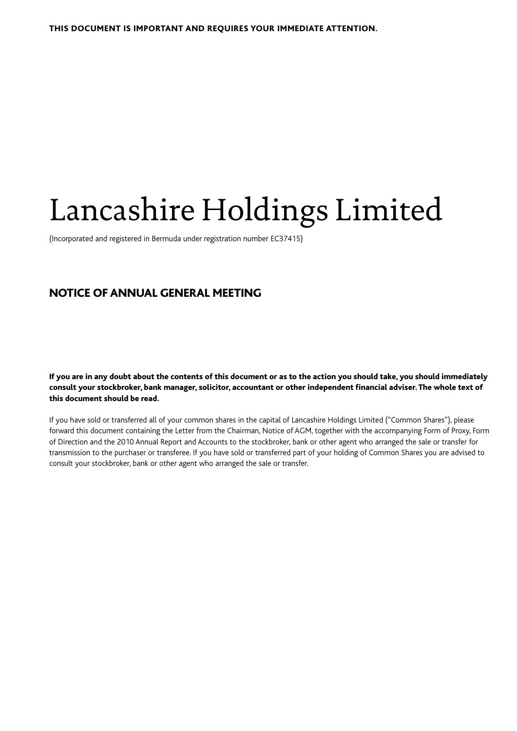**THIS DOCUMENT IS IMPORTANT AND REQUIRES YOUR IMMEDIATE ATTENTION.**

# Lancashire Holdings Limited

(Incorporated and registered in Bermuda under registration number EC37415)

## NOTICE OF ANNUAL GENERAL MEETING

**If you are in any doubt about the contents of this document or as to the action you should take, you should immediately consult your stockbroker, bank manager, solicitor, accountant or other independent financial adviser. The whole text of this document should be read.**

If you have sold or transferred all of your common shares in the capital of Lancashire Holdings Limited ("Common Shares"), please forward this document containing the Letter from the Chairman, Notice of AGM, together with the accompanying Form of Proxy, Form of Direction and the 2010 Annual Report and Accounts to the stockbroker, bank or other agent who arranged the sale or transfer for transmission to the purchaser or transferee. If you have sold or transferred part of your holding of Common Shares you are advised to consult your stockbroker, bank or other agent who arranged the sale or transfer.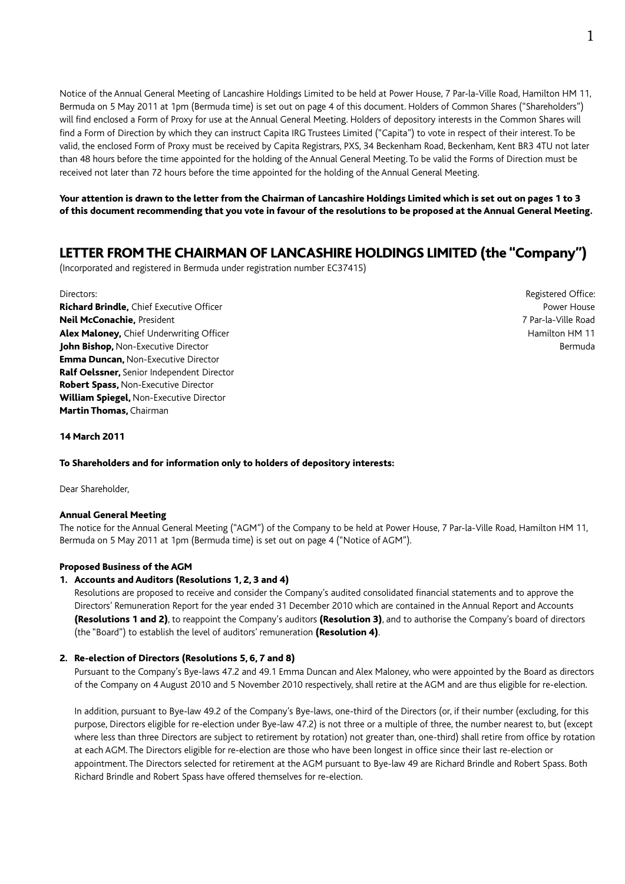Notice of the Annual General Meeting of Lancashire Holdings Limited to be held at Power House, 7 Par-la-Ville Road, Hamilton HM 11, Bermuda on 5 May 2011 at 1pm (Bermuda time) is set out on page 4 of this document. Holders of Common Shares ("Shareholders") will find enclosed a Form of Proxy for use at the Annual General Meeting. Holders of depository interests in the Common Shares will find a Form of Direction by which they can instruct Capita IRG Trustees Limited ("Capita") to vote in respect of their interest. To be valid, the enclosed Form of Proxy must be received by Capita Registrars, PXS, 34 Beckenham Road, Beckenham, Kent BR3 4TU not later than 48 hours before the time appointed for the holding of the Annual General Meeting. To be valid the Forms of Direction must be received not later than 72 hours before the time appointed for the holding of the Annual General Meeting.

**Your attention is drawn to the letter from the Chairman of Lancashire Holdings Limited which is set out on pages 1 to 3 of this document recommending that you vote in favour of the resolutions to be proposed at the Annual General Meeting.**

## LETTER FROM THE CHAIRMAN OF LANCASHIRE HOLDINGS LIMITED (the "Company")

(Incorporated and registered in Bermuda under registration number EC37415)

Directors:
**Richard Brindle,** Chief Executive Officer
**Neil McConachie,** President
**Alex Maloney,** Chief Underwriting Officer
**John Bishop,** Non-Executive Director
**Emma Duncan,** Non-Executive Director
**Ralf Oelssner,** Senior Independent Director
**Robert Spass,** Non-Executive Director
**William Spiegel,** Non-Executive Director
**Martin Thomas,** Chairman

Registered Office:
Power House
7 Par-la-Ville Road
Hamilton HM 11
Bermuda

**14 March 2011**

**To Shareholders and for information only to holders of depository interests:**

Dear Shareholder,

**Annual General Meeting**

The notice for the Annual General Meeting ("AGM") of the Company to be held at Power House, 7 Par-la-Ville Road, Hamilton HM 11, Bermuda on 5 May 2011 at 1pm (Bermuda time) is set out on page 4 ("Notice of AGM").

**Proposed Business of the AGM**

**1. Accounts and Auditors (Resolutions 1, 2, 3 and 4)**

Resolutions are proposed to receive and consider the Company's audited consolidated financial statements and to approve the Directors' Remuneration Report for the year ended 31 December 2010 which are contained in the Annual Report and Accounts **(Resolutions 1 and 2)**, to reappoint the Company's auditors **(Resolution 3)**, and to authorise the Company's board of directors (the "Board") to establish the level of auditors' remuneration **(Resolution 4)**.

**2. Re-election of Directors (Resolutions 5, 6, 7 and 8)**

Pursuant to the Company's Bye-laws 47.2 and 49.1 Emma Duncan and Alex Maloney, who were appointed by the Board as directors of the Company on 4 August 2010 and 5 November 2010 respectively, shall retire at the AGM and are thus eligible for re-election.

In addition, pursuant to Bye-law 49.2 of the Company's Bye-laws, one-third of the Directors (or, if their number (excluding, for this purpose, Directors eligible for re-election under Bye-law 47.2) is not three or a multiple of three, the number nearest to, but (except where less than three Directors are subject to retirement by rotation) not greater than, one-third) shall retire from office by rotation at each AGM. The Directors eligible for re-election are those who have been longest in office since their last re-election or appointment. The Directors selected for retirement at the AGM pursuant to Bye-law 49 are Richard Brindle and Robert Spass. Both Richard Brindle and Robert Spass have offered themselves for re-election.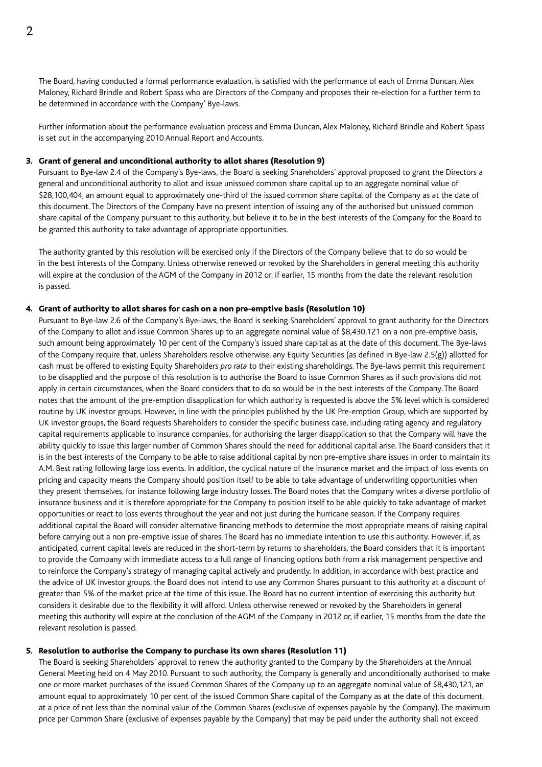The Board, having conducted a formal performance evaluation, is satisfied with the performance of each of Emma Duncan, Alex Maloney, Richard Brindle and Robert Spass who are Directors of the Company and proposes their re-election for a further term to be determined in accordance with the Company' Bye-laws.

Further information about the performance evaluation process and Emma Duncan, Alex Maloney, Richard Brindle and Robert Spass is set out in the accompanying 2010 Annual Report and Accounts.

## 3. Grant of general and unconditional authority to allot shares (Resolution 9)

Pursuant to Bye-law 2.4 of the Company's Bye-laws, the Board is seeking Shareholders' approval proposed to grant the Directors a general and unconditional authority to allot and issue unissued common share capital up to an aggregate nominal value of $28,100,404, an amount equal to approximately one-third of the issued common share capital of the Company as at the date of this document. The Directors of the Company have no present intention of issuing any of the authorised but unissued common share capital of the Company pursuant to this authority, but believe it to be in the best interests of the Company for the Board to be granted this authority to take advantage of appropriate opportunities.

The authority granted by this resolution will be exercised only if the Directors of the Company believe that to do so would be in the best interests of the Company. Unless otherwise renewed or revoked by the Shareholders in general meeting this authority will expire at the conclusion of the AGM of the Company in 2012 or, if earlier, 15 months from the date the relevant resolution is passed.

## 4. Grant of authority to allot shares for cash on a non pre-emptive basis (Resolution 10)

Pursuant to Bye-law 2.6 of the Company's Bye-laws, the Board is seeking Shareholders' approval to grant authority for the Directors of the Company to allot and issue Common Shares up to an aggregate nominal value of $8,430,121 on a non pre-emptive basis, such amount being approximately 10 per cent of the Company's issued share capital as at the date of this document. The Bye-laws of the Company require that, unless Shareholders resolve otherwise, any Equity Securities (as defined in Bye-law 2.5(g)) allotted for cash must be offered to existing Equity Shareholders *pro rata* to their existing shareholdings. The Bye-laws permit this requirement to be disapplied and the purpose of this resolution is to authorise the Board to issue Common Shares as if such provisions did not apply in certain circumstances, when the Board considers that to do so would be in the best interests of the Company. The Board notes that the amount of the pre-emption disapplication for which authority is requested is above the 5% level which is considered routine by UK investor groups. However, in line with the principles published by the UK Pre-emption Group, which are supported by UK investor groups, the Board requests Shareholders to consider the specific business case, including rating agency and regulatory capital requirements applicable to insurance companies, for authorising the larger disapplication so that the Company will have the ability quickly to issue this larger number of Common Shares should the need for additional capital arise. The Board considers that it is in the best interests of the Company to be able to raise additional capital by non pre-emptive share issues in order to maintain its A.M. Best rating following large loss events. In addition, the cyclical nature of the insurance market and the impact of loss events on pricing and capacity means the Company should position itself to be able to take advantage of underwriting opportunities when they present themselves, for instance following large industry losses. The Board notes that the Company writes a diverse portfolio of insurance business and it is therefore appropriate for the Company to position itself to be able quickly to take advantage of market opportunities or react to loss events throughout the year and not just during the hurricane season. If the Company requires additional capital the Board will consider alternative financing methods to determine the most appropriate means of raising capital before carrying out a non pre-emptive issue of shares. The Board has no immediate intention to use this authority. However, if, as anticipated, current capital levels are reduced in the short-term by returns to shareholders, the Board considers that it is important to provide the Company with immediate access to a full range of financing options both from a risk management perspective and to reinforce the Company's strategy of managing capital actively and prudently. In addition, in accordance with best practice and the advice of UK investor groups, the Board does not intend to use any Common Shares pursuant to this authority at a discount of greater than 5% of the market price at the time of this issue. The Board has no current intention of exercising this authority but considers it desirable due to the flexibility it will afford. Unless otherwise renewed or revoked by the Shareholders in general meeting this authority will expire at the conclusion of the AGM of the Company in 2012 or, if earlier, 15 months from the date the relevant resolution is passed.

## 5. Resolution to authorise the Company to purchase its own shares (Resolution 11)

The Board is seeking Shareholders' approval to renew the authority granted to the Company by the Shareholders at the Annual General Meeting held on 4 May 2010. Pursuant to such authority, the Company is generally and unconditionally authorised to make one or more market purchases of the issued Common Shares of the Company up to an aggregate nominal value of $8,430,121, an amount equal to approximately 10 per cent of the issued Common Share capital of the Company as at the date of this document, at a price of not less than the nominal value of the Common Shares (exclusive of expenses payable by the Company). The maximum price per Common Share (exclusive of expenses payable by the Company) that may be paid under the authority shall not exceed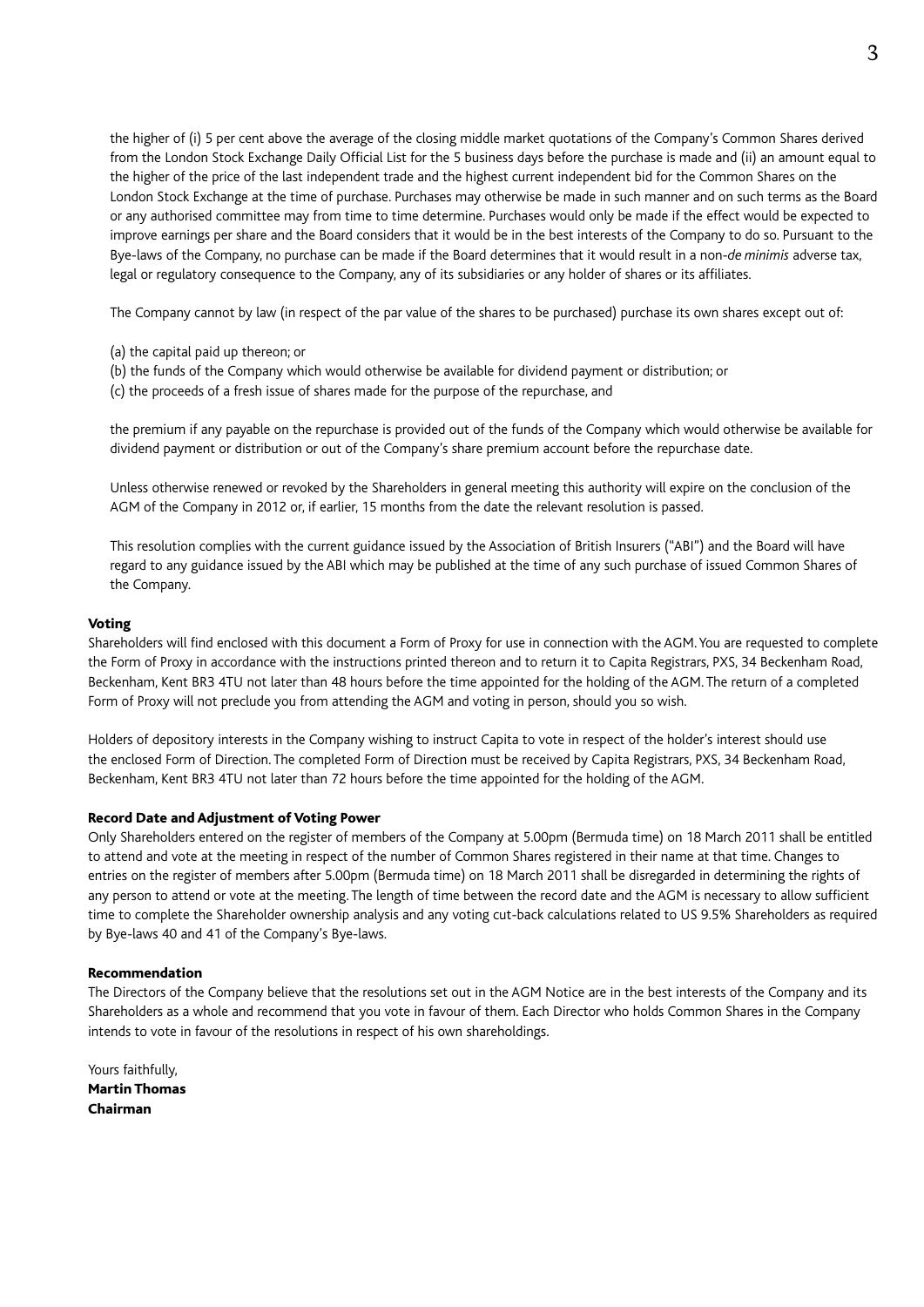the higher of (i) 5 per cent above the average of the closing middle market quotations of the Company's Common Shares derived from the London Stock Exchange Daily Official List for the 5 business days before the purchase is made and (ii) an amount equal to the higher of the price of the last independent trade and the highest current independent bid for the Common Shares on the London Stock Exchange at the time of purchase. Purchases may otherwise be made in such manner and on such terms as the Board or any authorised committee may from time to time determine. Purchases would only be made if the effect would be expected to improve earnings per share and the Board considers that it would be in the best interests of the Company to do so. Pursuant to the Bye-laws of the Company, no purchase can be made if the Board determines that it would result in a non-*de minimis* adverse tax, legal or regulatory consequence to the Company, any of its subsidiaries or any holder of shares or its affiliates.

The Company cannot by law (in respect of the par value of the shares to be purchased) purchase its own shares except out of:

(a) the capital paid up thereon; or
(b) the funds of the Company which would otherwise be available for dividend payment or distribution; or
(c) the proceeds of a fresh issue of shares made for the purpose of the repurchase, and

the premium if any payable on the repurchase is provided out of the funds of the Company which would otherwise be available for dividend payment or distribution or out of the Company's share premium account before the repurchase date.

Unless otherwise renewed or revoked by the Shareholders in general meeting this authority will expire on the conclusion of the AGM of the Company in 2012 or, if earlier, 15 months from the date the relevant resolution is passed.

This resolution complies with the current guidance issued by the Association of British Insurers ("ABI") and the Board will have regard to any guidance issued by the ABI which may be published at the time of any such purchase of issued Common Shares of the Company.

**Voting**

Shareholders will find enclosed with this document a Form of Proxy for use in connection with the AGM. You are requested to complete the Form of Proxy in accordance with the instructions printed thereon and to return it to Capita Registrars, PXS, 34 Beckenham Road, Beckenham, Kent BR3 4TU not later than 48 hours before the time appointed for the holding of the AGM. The return of a completed Form of Proxy will not preclude you from attending the AGM and voting in person, should you so wish.

Holders of depository interests in the Company wishing to instruct Capita to vote in respect of the holder's interest should use the enclosed Form of Direction. The completed Form of Direction must be received by Capita Registrars, PXS, 34 Beckenham Road, Beckenham, Kent BR3 4TU not later than 72 hours before the time appointed for the holding of the AGM.

**Record Date and Adjustment of Voting Power**

Only Shareholders entered on the register of members of the Company at 5.00pm (Bermuda time) on 18 March 2011 shall be entitled to attend and vote at the meeting in respect of the number of Common Shares registered in their name at that time. Changes to entries on the register of members after 5.00pm (Bermuda time) on 18 March 2011 shall be disregarded in determining the rights of any person to attend or vote at the meeting. The length of time between the record date and the AGM is necessary to allow sufficient time to complete the Shareholder ownership analysis and any voting cut-back calculations related to US 9.5% Shareholders as required by Bye-laws 40 and 41 of the Company's Bye-laws.

**Recommendation**

The Directors of the Company believe that the resolutions set out in the AGM Notice are in the best interests of the Company and its Shareholders as a whole and recommend that you vote in favour of them. Each Director who holds Common Shares in the Company intends to vote in favour of the resolutions in respect of his own shareholdings.

Yours faithfully,
**Martin Thomas**
**Chairman**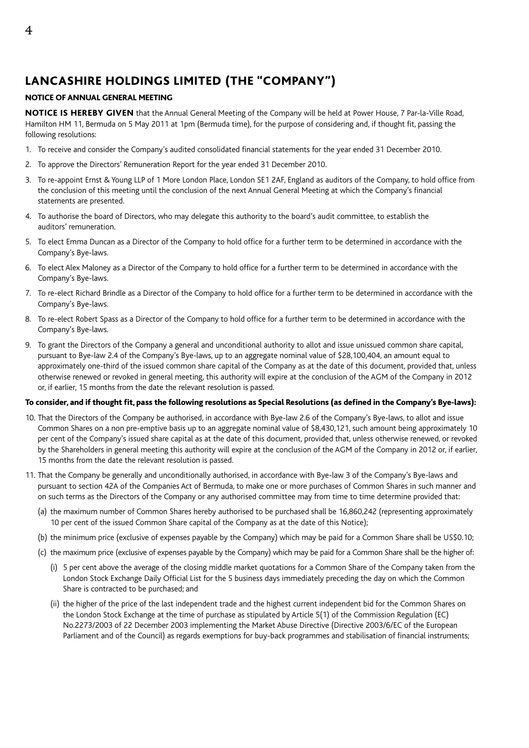# LANCASHIRE HOLDINGS LIMITED (THE "COMPANY")

## NOTICE OF ANNUAL GENERAL MEETING

**NOTICE IS HEREBY GIVEN** that the Annual General Meeting of the Company will be held at Power House, 7 Par-la-Ville Road, Hamilton HM 11, Bermuda on 5 May 2011 at 1pm (Bermuda time), for the purpose of considering and, if thought fit, passing the following resolutions:

1. To receive and consider the Company's audited consolidated financial statements for the year ended 31 December 2010.
2. To approve the Directors' Remuneration Report for the year ended 31 December 2010.
3. To re-appoint Ernst & Young LLP of 1 More London Place, London SE1 2AF, England as auditors of the Company, to hold office from the conclusion of this meeting until the conclusion of the next Annual General Meeting at which the Company's financial statements are presented.
4. To authorise the board of Directors, who may delegate this authority to the board's audit committee, to establish the auditors' remuneration.
5. To elect Emma Duncan as a Director of the Company to hold office for a further term to be determined in accordance with the Company's Bye-laws.
6. To elect Alex Maloney as a Director of the Company to hold office for a further term to be determined in accordance with the Company's Bye-laws.
7. To re-elect Richard Brindle as a Director of the Company to hold office for a further term to be determined in accordance with the Company's Bye-laws.
8. To re-elect Robert Spass as a Director of the Company to hold office for a further term to be determined in accordance with the Company's Bye-laws.
9. To grant the Directors of the Company a general and unconditional authority to allot and issue unissued common share capital, pursuant to Bye-law 2.4 of the Company's Bye-laws, up to an aggregate nominal value of $28,100,404, an amount equal to approximately one-third of the issued common share capital of the Company as at the date of this document, provided that, unless otherwise renewed or revoked in general meeting, this authority will expire at the conclusion of the AGM of the Company in 2012 or, if earlier, 15 months from the date the relevant resolution is passed.

**To consider, and if thought fit, pass the following resolutions as Special Resolutions (as defined in the Company's Bye-laws):**

10. That the Directors of the Company be authorised, in accordance with Bye-law 2.6 of the Company's Bye-laws, to allot and issue Common Shares on a non pre-emptive basis up to an aggregate nominal value of $8,430,121, such amount being approximately 10 per cent of the Company's issued share capital as at the date of this document, provided that, unless otherwise renewed, or revoked by the Shareholders in general meeting this authority will expire at the conclusion of the AGM of the Company in 2012 or, if earlier, 15 months from the date the relevant resolution is passed.
11. That the Company be generally and unconditionally authorised, in accordance with Bye-law 3 of the Company's Bye-laws and pursuant to section 42A of the Companies Act of Bermuda, to make one or more purchases of Common Shares in such manner and on such terms as the Directors of the Company or any authorised committee may from time to time determine provided that:
    (a) the maximum number of Common Shares hereby authorised to be purchased shall be 16,860,242 (representing approximately 10 per cent of the issued Common Share capital of the Company as at the date of this Notice);
    (b) the minimum price (exclusive of expenses payable by the Company) which may be paid for a Common Share shall be US$0.10;
    (c) the maximum price (exclusive of expenses payable by the Company) which may be paid for a Common Share shall be the higher of:
        (i) 5 per cent above the average of the closing middle market quotations for a Common Share of the Company taken from the London Stock Exchange Daily Official List for the 5 business days immediately preceding the day on which the Common Share is contracted to be purchased; and
        (ii) the higher of the price of the last independent trade and the highest current independent bid for the Common Shares on the London Stock Exchange at the time of purchase as stipulated by Article 5(1) of the Commission Regulation (EC) No.2273/2003 of 22 December 2003 implementing the Market Abuse Directive (Directive 2003/6/EC of the European Parliament and of the Council) as regards exemptions for buy-back programmes and stabilisation of financial instruments;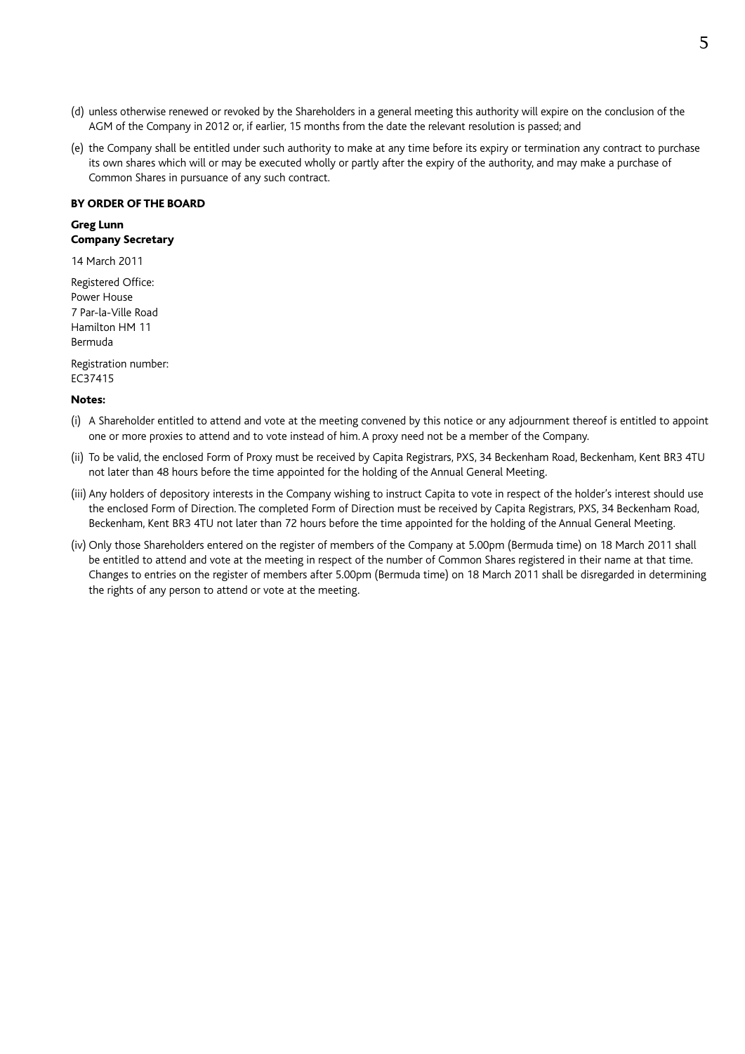(d) unless otherwise renewed or revoked by the Shareholders in a general meeting this authority will expire on the conclusion of the AGM of the Company in 2012 or, if earlier, 15 months from the date the relevant resolution is passed; and

(e) the Company shall be entitled under such authority to make at any time before its expiry or termination any contract to purchase its own shares which will or may be executed wholly or partly after the expiry of the authority, and may make a purchase of Common Shares in pursuance of any such contract.

**BY ORDER OF THE BOARD**

**Greg Lunn**
**Company Secretary**

14 March 2011

Registered Office:
Power House
7 Par-la-Ville Road
Hamilton HM 11
Bermuda

Registration number:
EC37415

**Notes:**

(i) A Shareholder entitled to attend and vote at the meeting convened by this notice or any adjournment thereof is entitled to appoint one or more proxies to attend and to vote instead of him. A proxy need not be a member of the Company.

(ii) To be valid, the enclosed Form of Proxy must be received by Capita Registrars, PXS, 34 Beckenham Road, Beckenham, Kent BR3 4TU not later than 48 hours before the time appointed for the holding of the Annual General Meeting.

(iii) Any holders of depository interests in the Company wishing to instruct Capita to vote in respect of the holder's interest should use the enclosed Form of Direction. The completed Form of Direction must be received by Capita Registrars, PXS, 34 Beckenham Road, Beckenham, Kent BR3 4TU not later than 72 hours before the time appointed for the holding of the Annual General Meeting.

(iv) Only those Shareholders entered on the register of members of the Company at 5.00pm (Bermuda time) on 18 March 2011 shall be entitled to attend and vote at the meeting in respect of the number of Common Shares registered in their name at that time. Changes to entries on the register of members after 5.00pm (Bermuda time) on 18 March 2011 shall be disregarded in determining the rights of any person to attend or vote at the meeting.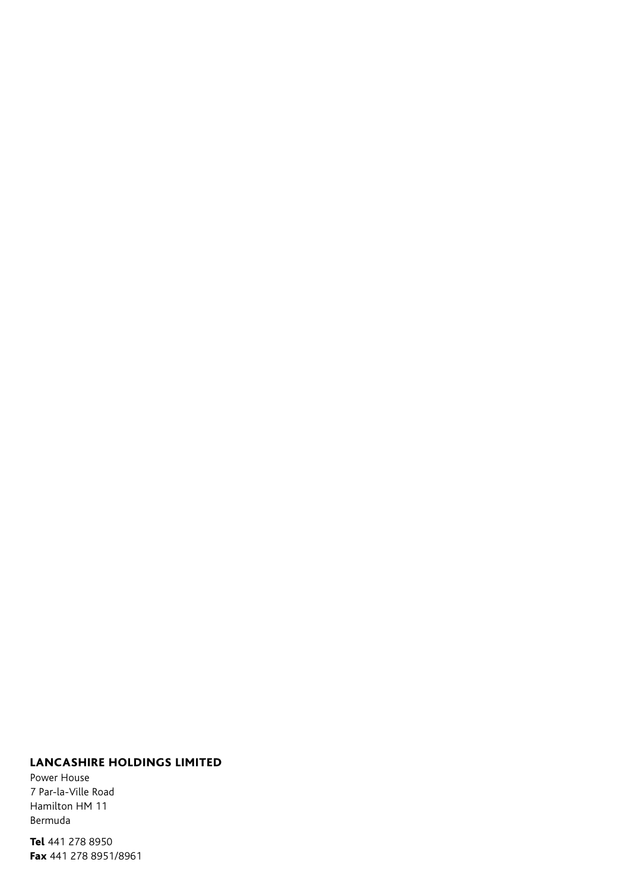**LANCASHIRE HOLDINGS LIMITED**

Power House
7 Par-la-Ville Road
Hamilton HM 11
Bermuda

**Tel** 441 278 8950
**Fax** 441 278 8951/8961